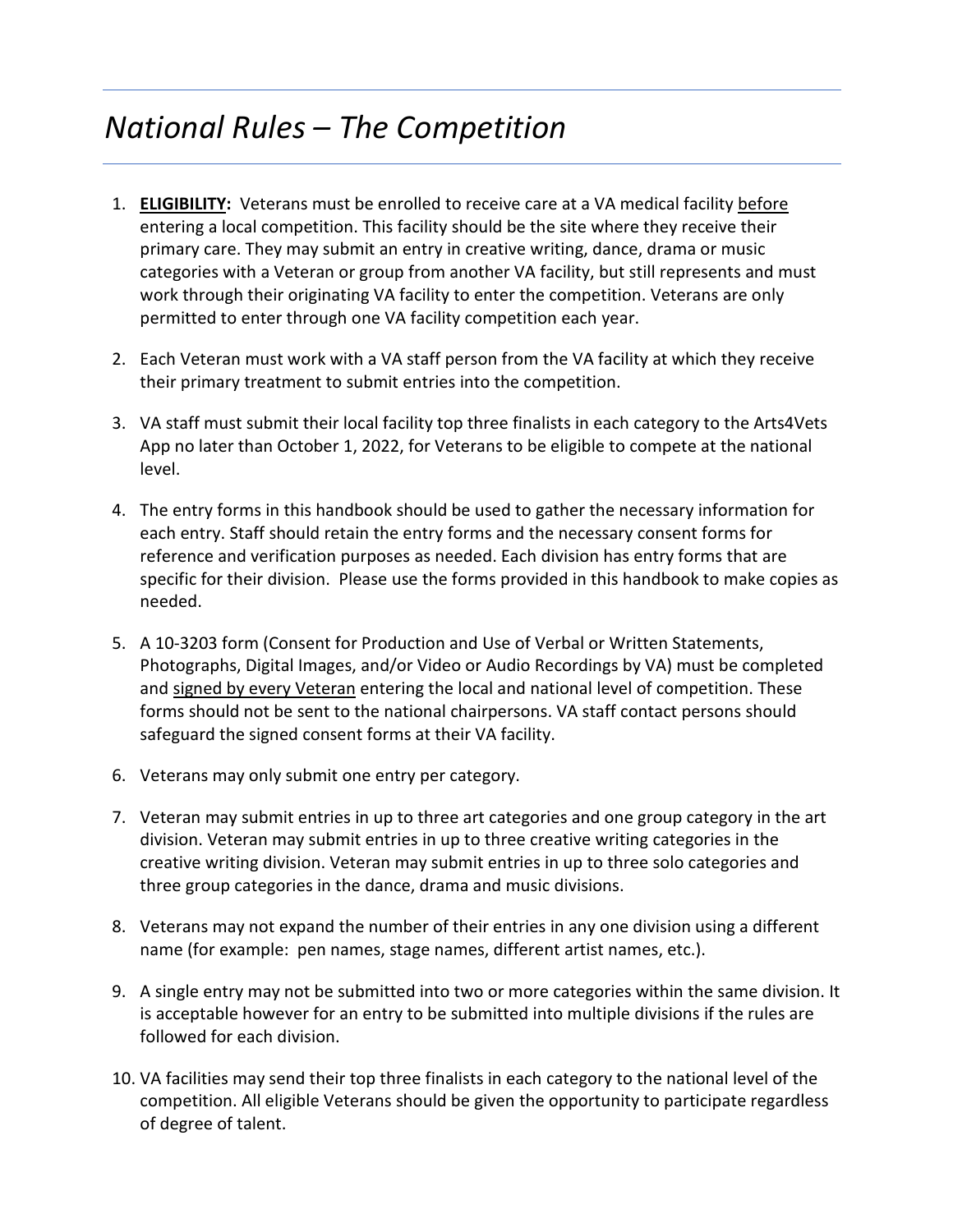# *National Rules – The Competition*

1. **<u>ELIGIBILITY:</u>** Veterans must be enrolled to receive care at a VA medical facility <u>before</u> entering a local competition. This facility should be the site where they receive their primary care. They may submit an entry in creative writing, dance, drama or music categories with a Veteran or group from another VA facility, but still represents and must work through their originating VA facility to enter the competition. Veterans are only permitted to enter through one VA facility competition each year.

2. Each Veteran must work with a VA staff person from the VA facility at which they receive their primary treatment to submit entries into the competition.

3. VA staff must submit their local facility top three finalists in each category to the Arts4Vets App no later than October 1, 2022, for Veterans to be eligible to compete at the national level.

4. The entry forms in this handbook should be used to gather the necessary information for each entry. Staff should retain the entry forms and the necessary consent forms for reference and verification purposes as needed. Each division has entry forms that are specific for their division. Please use the forms provided in this handbook to make copies as needed.

5. A 10-3203 form (Consent for Production and Use of Verbal or Written Statements, Photographs, Digital Images, and/or Video or Audio Recordings by VA) must be completed and <u>signed by every Veteran</u> entering the local and national level of competition. These forms should not be sent to the national chairpersons. VA staff contact persons should safeguard the signed consent forms at their VA facility.

6. Veterans may only submit one entry per category.

7. Veteran may submit entries in up to three art categories and one group category in the art division. Veteran may submit entries in up to three creative writing categories in the creative writing division. Veteran may submit entries in up to three solo categories and three group categories in the dance, drama and music divisions.

8. Veterans may not expand the number of their entries in any one division using a different name (for example: pen names, stage names, different artist names, etc.).

9. A single entry may not be submitted into two or more categories within the same division. It is acceptable however for an entry to be submitted into multiple divisions if the rules are followed for each division.

10. VA facilities may send their top three finalists in each category to the national level of the competition. All eligible Veterans should be given the opportunity to participate regardless of degree of talent.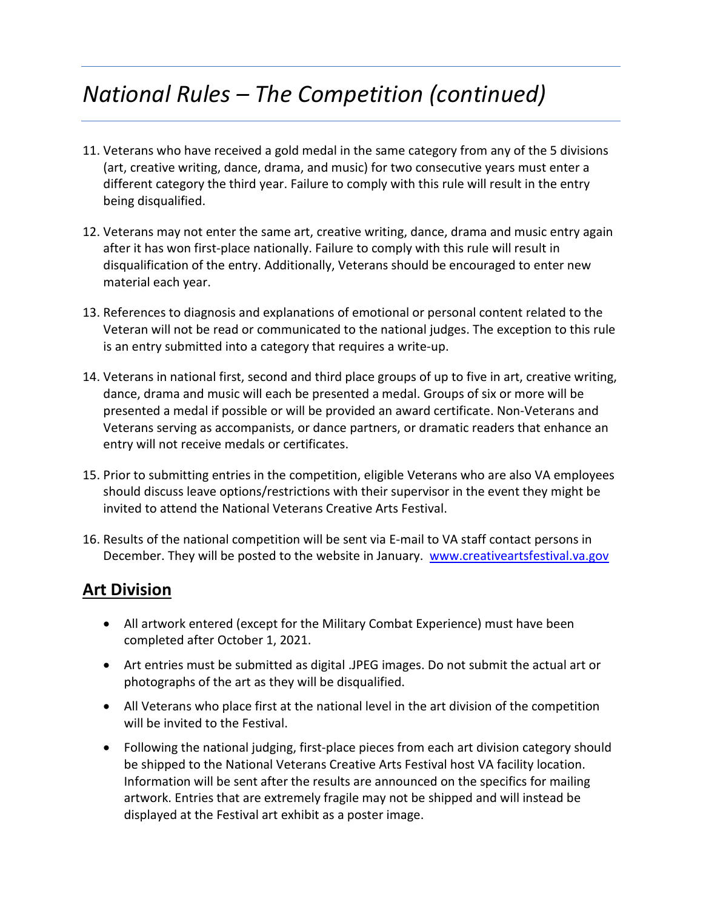# *National Rules – The Competition (continued)*

11. Veterans who have received a gold medal in the same category from any of the 5 divisions (art, creative writing, dance, drama, and music) for two consecutive years must enter a different category the third year. Failure to comply with this rule will result in the entry being disqualified.

12. Veterans may not enter the same art, creative writing, dance, drama and music entry again after it has won first-place nationally. Failure to comply with this rule will result in disqualification of the entry. Additionally, Veterans should be encouraged to enter new material each year.

13. References to diagnosis and explanations of emotional or personal content related to the Veteran will not be read or communicated to the national judges. The exception to this rule is an entry submitted into a category that requires a write-up.

14. Veterans in national first, second and third place groups of up to five in art, creative writing, dance, drama and music will each be presented a medal. Groups of six or more will be presented a medal if possible or will be provided an award certificate. Non-Veterans and Veterans serving as accompanists, or dance partners, or dramatic readers that enhance an entry will not receive medals or certificates.

15. Prior to submitting entries in the competition, eligible Veterans who are also VA employees should discuss leave options/restrictions with their supervisor in the event they might be invited to attend the National Veterans Creative Arts Festival.

16. Results of the national competition will be sent via E-mail to VA staff contact persons in December. They will be posted to the website in January. [www.creativeartsfestival.va.gov](http://www.creativeartsfestival.va.gov)

## Art Division

- All artwork entered (except for the Military Combat Experience) must have been completed after October 1, 2021.
- Art entries must be submitted as digital .JPEG images. Do not submit the actual art or photographs of the art as they will be disqualified.
- All Veterans who place first at the national level in the art division of the competition will be invited to the Festival.
- Following the national judging, first-place pieces from each art division category should be shipped to the National Veterans Creative Arts Festival host VA facility location. Information will be sent after the results are announced on the specifics for mailing artwork. Entries that are extremely fragile may not be shipped and will instead be displayed at the Festival art exhibit as a poster image.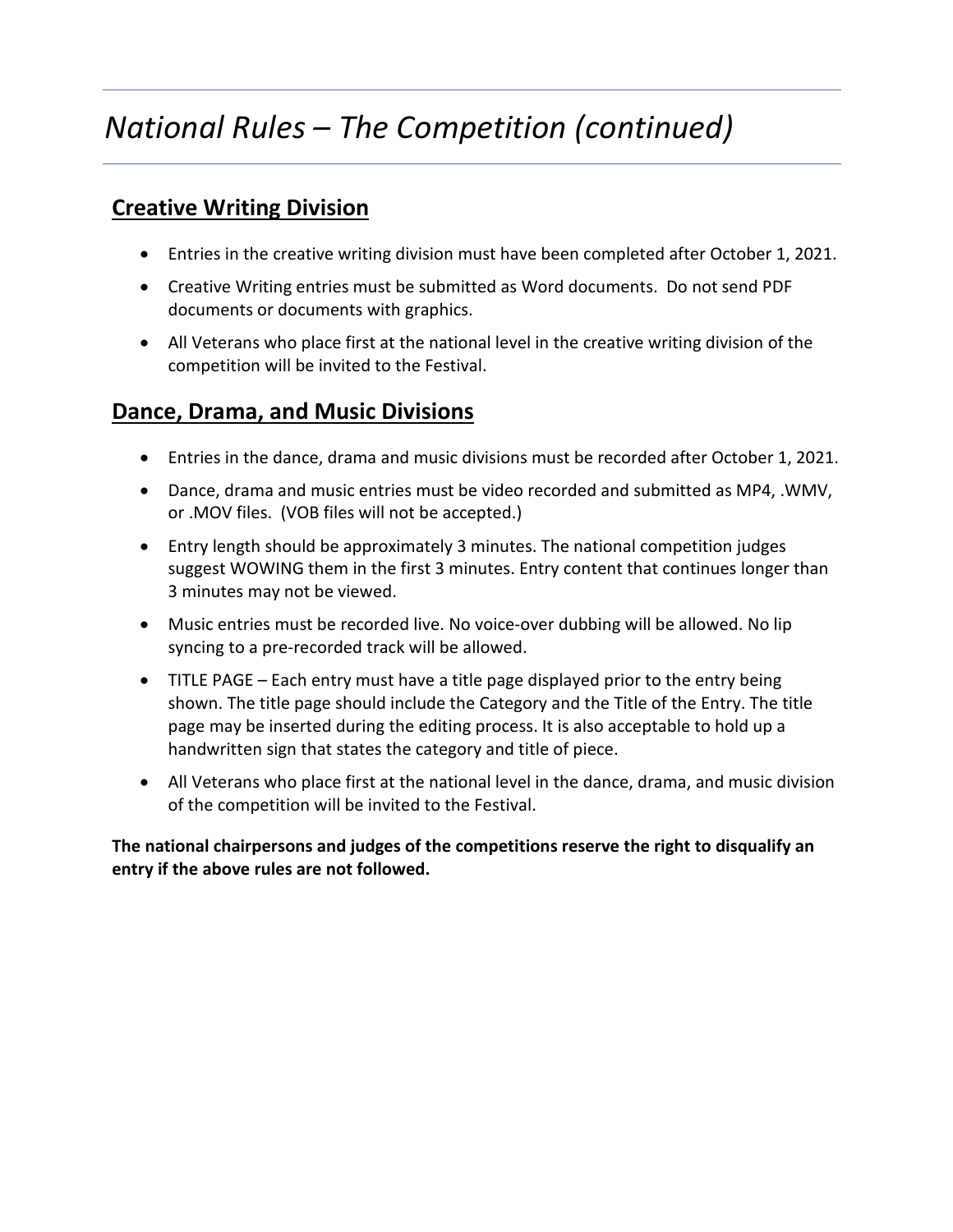# *National Rules – The Competition (continued)*

## Creative Writing Division

- Entries in the creative writing division must have been completed after October 1, 2021.
- Creative Writing entries must be submitted as Word documents. Do not send PDF documents or documents with graphics.
- All Veterans who place first at the national level in the creative writing division of the competition will be invited to the Festival.

## Dance, Drama, and Music Divisions

- Entries in the dance, drama and music divisions must be recorded after October 1, 2021.
- Dance, drama and music entries must be video recorded and submitted as MP4, .WMV, or .MOV files. (VOB files will not be accepted.)
- Entry length should be approximately 3 minutes. The national competition judges suggest WOWING them in the first 3 minutes. Entry content that continues longer than 3 minutes may not be viewed.
- Music entries must be recorded live. No voice-over dubbing will be allowed. No lip syncing to a pre-recorded track will be allowed.
- TITLE PAGE – Each entry must have a title page displayed prior to the entry being shown. The title page should include the Category and the Title of the Entry. The title page may be inserted during the editing process. It is also acceptable to hold up a handwritten sign that states the category and title of piece.
- All Veterans who place first at the national level in the dance, drama, and music division of the competition will be invited to the Festival.

**The national chairpersons and judges of the competitions reserve the right to disqualify an entry if the above rules are not followed.**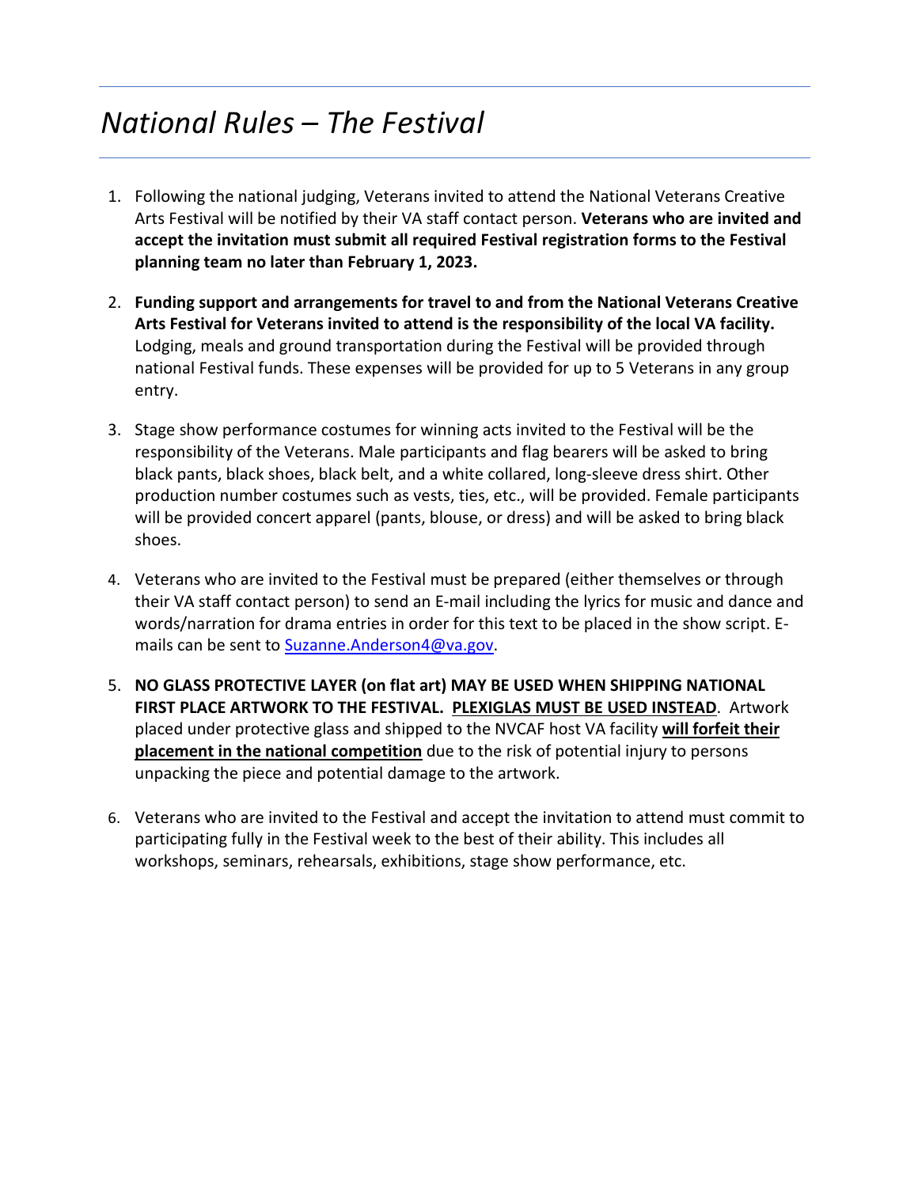# *National Rules – The Festival*

1. Following the national judging, Veterans invited to attend the National Veterans Creative Arts Festival will be notified by their VA staff contact person. **Veterans who are invited and accept the invitation must submit all required Festival registration forms to the Festival planning team no later than February 1, 2023.**

2. **Funding support and arrangements for travel to and from the National Veterans Creative Arts Festival for Veterans invited to attend is the responsibility of the local VA facility.** Lodging, meals and ground transportation during the Festival will be provided through national Festival funds. These expenses will be provided for up to 5 Veterans in any group entry.

3. Stage show performance costumes for winning acts invited to the Festival will be the responsibility of the Veterans. Male participants and flag bearers will be asked to bring black pants, black shoes, black belt, and a white collared, long-sleeve dress shirt. Other production number costumes such as vests, ties, etc., will be provided. Female participants will be provided concert apparel (pants, blouse, or dress) and will be asked to bring black shoes.

4. Veterans who are invited to the Festival must be prepared (either themselves or through their VA staff contact person) to send an E-mail including the lyrics for music and dance and words/narration for drama entries in order for this text to be placed in the show script. E-mails can be sent to [Suzanne.Anderson4@va.gov](mailto:Suzanne.Anderson4@va.gov).

5. **NO GLASS PROTECTIVE LAYER (on flat art) MAY BE USED WHEN SHIPPING NATIONAL FIRST PLACE ARTWORK TO THE FESTIVAL. <u>PLEXIGLAS MUST BE USED INSTEAD</u>**. Artwork placed under protective glass and shipped to the NVCAF host VA facility **<u>will forfeit their placement in the national competition</u>** due to the risk of potential injury to persons unpacking the piece and potential damage to the artwork.

6. Veterans who are invited to the Festival and accept the invitation to attend must commit to participating fully in the Festival week to the best of their ability. This includes all workshops, seminars, rehearsals, exhibitions, stage show performance, etc.